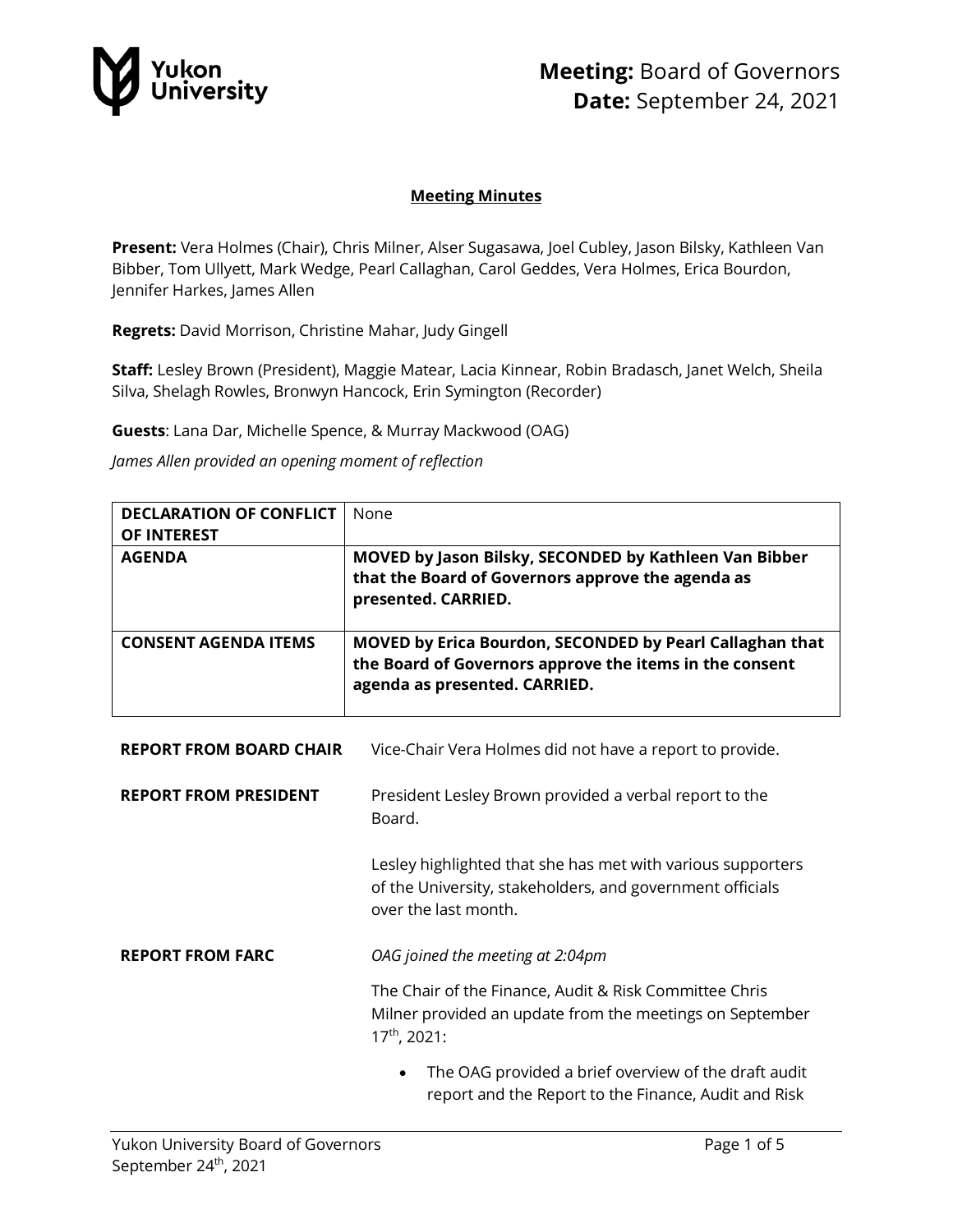**Meeting:** Board of Governors
**Date:** September 24, 2021

## Meeting Minutes

**Present:** Vera Holmes (Chair), Chris Milner, Alser Sugasawa, Joel Cubley, Jason Bilsky, Kathleen Van Bibber, Tom Ullyett, Mark Wedge, Pearl Callaghan, Carol Geddes, Vera Holmes, Erica Bourdon, Jennifer Harkes, James Allen

**Regrets:** David Morrison, Christine Mahar, Judy Gingell

**Staff:** Lesley Brown (President), Maggie Matear, Lacia Kinnear, Robin Bradasch, Janet Welch, Sheila Silva, Shelagh Rowles, Bronwyn Hancock, Erin Symington (Recorder)

**Guests**: Lana Dar, Michelle Spence, & Murray Mackwood (OAG)

*James Allen provided an opening moment of reflection*

| | |
|---|---|
| **DECLARATION OF CONFLICT OF INTEREST** | None |
| **AGENDA** | **MOVED by Jason Bilsky, SECONDED by Kathleen Van Bibber that the Board of Governors approve the agenda as presented. CARRIED.** |
| **CONSENT AGENDA ITEMS** | **MOVED by Erica Bourdon, SECONDED by Pearl Callaghan that the Board of Governors approve the items in the consent agenda as presented. CARRIED.** |

**REPORT FROM BOARD CHAIR**

Vice-Chair Vera Holmes did not have a report to provide.

**REPORT FROM PRESIDENT**

President Lesley Brown provided a verbal report to the Board.

Lesley highlighted that she has met with various supporters of the University, stakeholders, and government officials over the last month.

**REPORT FROM FARC**

*OAG joined the meeting at 2:04pm*

The Chair of the Finance, Audit & Risk Committee Chris Milner provided an update from the meetings on September 17th, 2021:

- The OAG provided a brief overview of the draft audit report and the Report to the Finance, Audit and Risk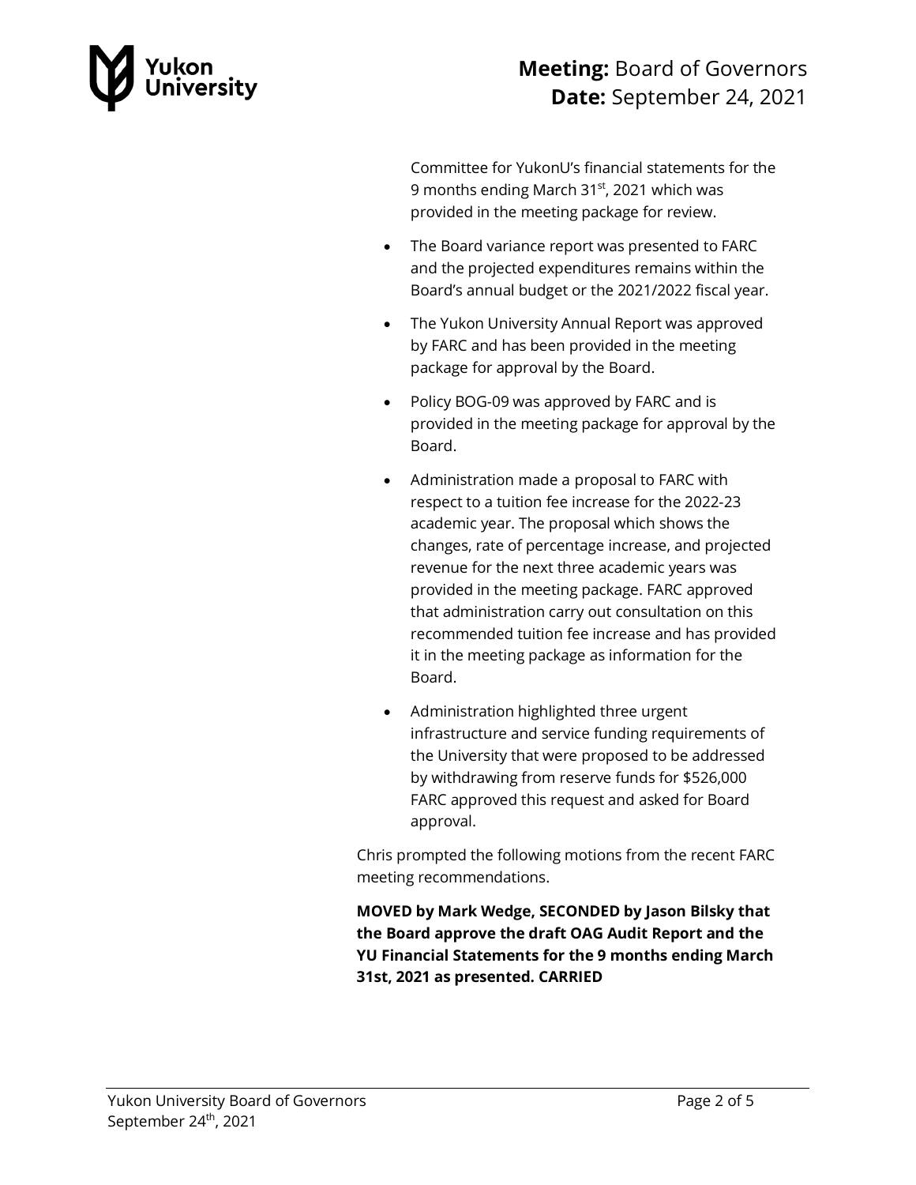Committee for YukonU's financial statements for the 9 months ending March 31st, 2021 which was provided in the meeting package for review.

- The Board variance report was presented to FARC and the projected expenditures remains within the Board's annual budget or the 2021/2022 fiscal year.
- The Yukon University Annual Report was approved by FARC and has been provided in the meeting package for approval by the Board.
- Policy BOG-09 was approved by FARC and is provided in the meeting package for approval by the Board.
- Administration made a proposal to FARC with respect to a tuition fee increase for the 2022-23 academic year. The proposal which shows the changes, rate of percentage increase, and projected revenue for the next three academic years was provided in the meeting package. FARC approved that administration carry out consultation on this recommended tuition fee increase and has provided it in the meeting package as information for the Board.
- Administration highlighted three urgent infrastructure and service funding requirements of the University that were proposed to be addressed by withdrawing from reserve funds for $526,000 FARC approved this request and asked for Board approval.

Chris prompted the following motions from the recent FARC meeting recommendations.

**MOVED by Mark Wedge, SECONDED by Jason Bilsky that the Board approve the draft OAG Audit Report and the YU Financial Statements for the 9 months ending March 31st, 2021 as presented. CARRIED**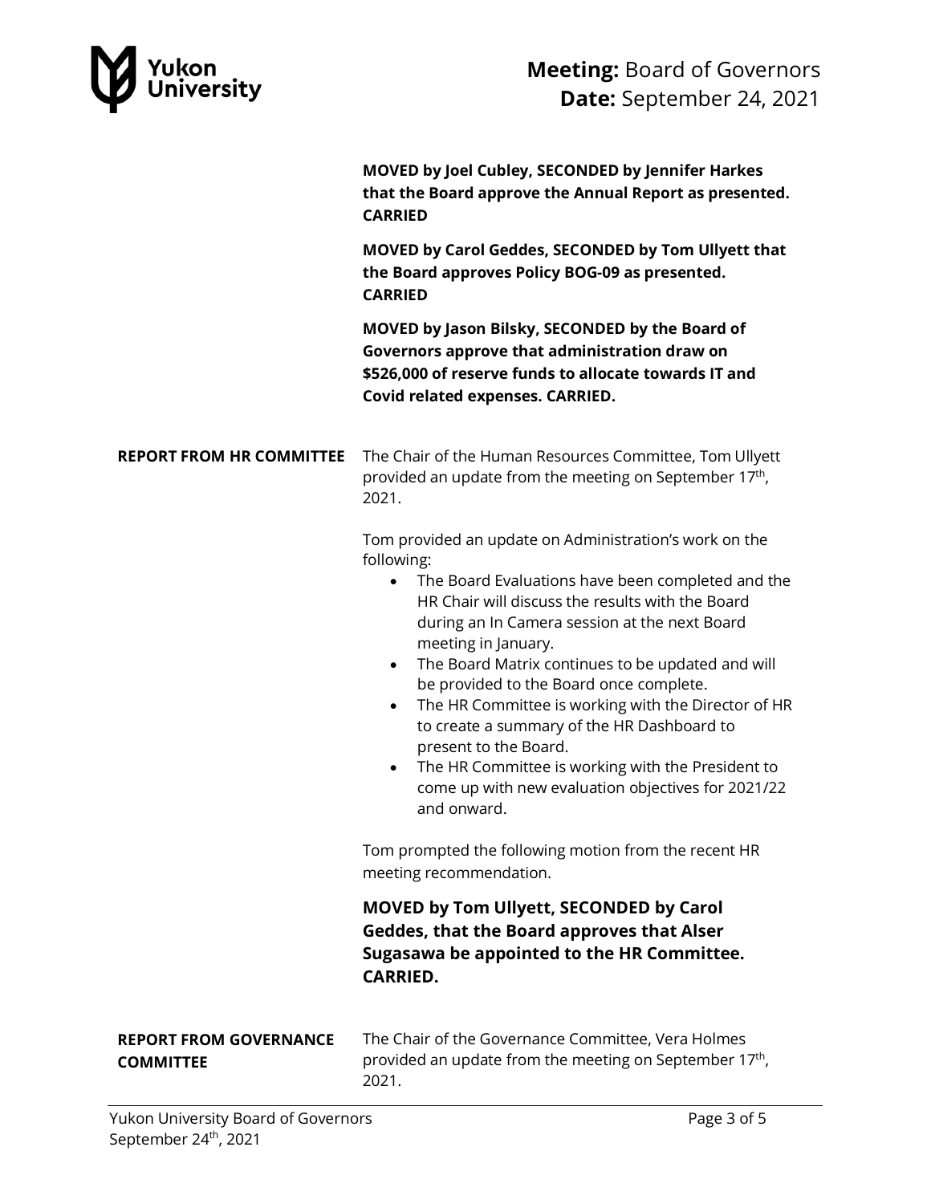**MOVED by Joel Cubley, SECONDED by Jennifer Harkes that the Board approve the Annual Report as presented. CARRIED**

**MOVED by Carol Geddes, SECONDED by Tom Ullyett that the Board approves Policy BOG-09 as presented. CARRIED**

**MOVED by Jason Bilsky, SECONDED by the Board of Governors approve that administration draw on $526,000 of reserve funds to allocate towards IT and Covid related expenses. CARRIED.**

**REPORT FROM HR COMMITTEE**

The Chair of the Human Resources Committee, Tom Ullyett provided an update from the meeting on September 17th, 2021.

Tom provided an update on Administration's work on the following:

- The Board Evaluations have been completed and the HR Chair will discuss the results with the Board during an In Camera session at the next Board meeting in January.
- The Board Matrix continues to be updated and will be provided to the Board once complete.
- The HR Committee is working with the Director of HR to create a summary of the HR Dashboard to present to the Board.
- The HR Committee is working with the President to come up with new evaluation objectives for 2021/22 and onward.

Tom prompted the following motion from the recent HR meeting recommendation.

**MOVED by Tom Ullyett, SECONDED by Carol Geddes, that the Board approves that Alser Sugasawa be appointed to the HR Committee. CARRIED.**

**REPORT FROM GOVERNANCE COMMITTEE**

The Chair of the Governance Committee, Vera Holmes provided an update from the meeting on September 17th, 2021.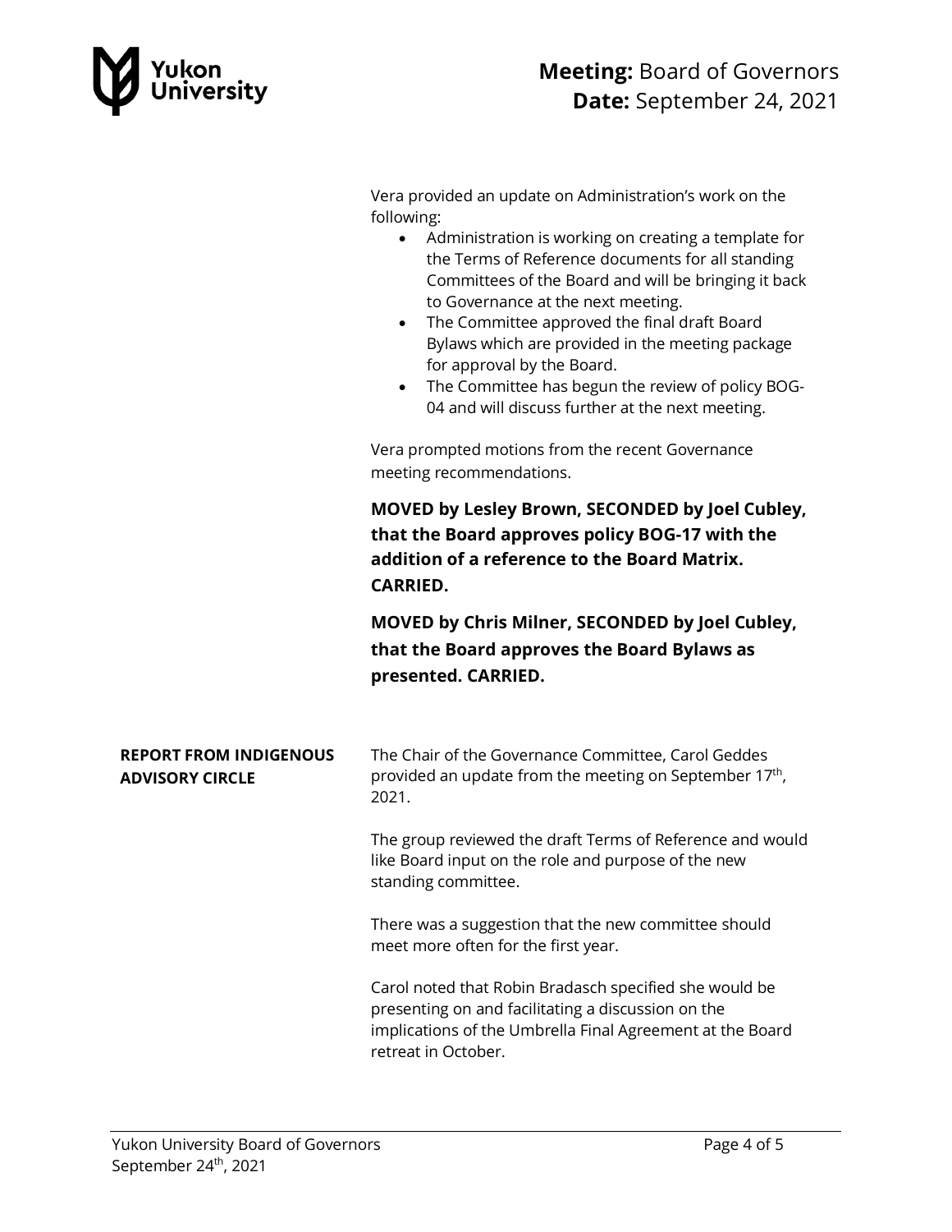Vera provided an update on Administration's work on the following:

- Administration is working on creating a template for the Terms of Reference documents for all standing Committees of the Board and will be bringing it back to Governance at the next meeting.
- The Committee approved the final draft Board Bylaws which are provided in the meeting package for approval by the Board.
- The Committee has begun the review of policy BOG-04 and will discuss further at the next meeting.

Vera prompted motions from the recent Governance meeting recommendations.

**MOVED by Lesley Brown, SECONDED by Joel Cubley, that the Board approves policy BOG-17 with the addition of a reference to the Board Matrix. CARRIED.**

**MOVED by Chris Milner, SECONDED by Joel Cubley, that the Board approves the Board Bylaws as presented. CARRIED.**

**REPORT FROM INDIGENOUS ADVISORY CIRCLE**

The Chair of the Governance Committee, Carol Geddes provided an update from the meeting on September 17th, 2021.

The group reviewed the draft Terms of Reference and would like Board input on the role and purpose of the new standing committee.

There was a suggestion that the new committee should meet more often for the first year.

Carol noted that Robin Bradasch specified she would be presenting on and facilitating a discussion on the implications of the Umbrella Final Agreement at the Board retreat in October.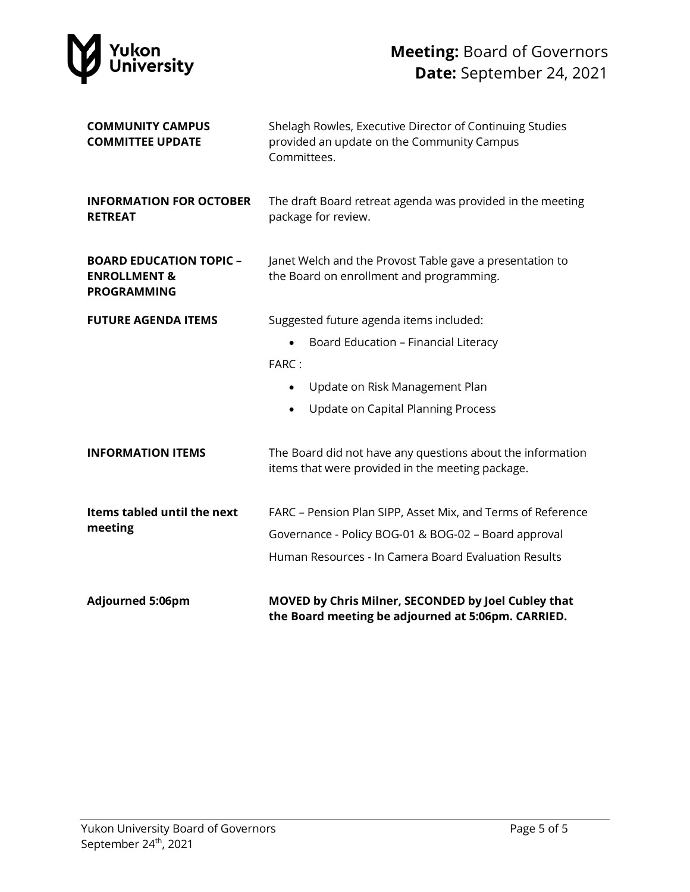| | |
|---|---|
| **COMMUNITY CAMPUS COMMITTEE UPDATE** | Shelagh Rowles, Executive Director of Continuing Studies provided an update on the Community Campus Committees. |
| **INFORMATION FOR OCTOBER RETREAT** | The draft Board retreat agenda was provided in the meeting package for review. |
| **BOARD EDUCATION TOPIC – ENROLLMENT & PROGRAMMING** | Janet Welch and the Provost Table gave a presentation to the Board on enrollment and programming. |
| **FUTURE AGENDA ITEMS** | Suggested future agenda items included:<br>• Board Education – Financial Literacy<br>FARC :<br>• Update on Risk Management Plan<br>• Update on Capital Planning Process |
| **INFORMATION ITEMS** | The Board did not have any questions about the information items that were provided in the meeting package. |
| **Items tabled until the next meeting** | FARC – Pension Plan SIPP, Asset Mix, and Terms of Reference<br>Governance - Policy BOG-01 & BOG-02 – Board approval<br>Human Resources - In Camera Board Evaluation Results |
| **Adjourned 5:06pm** | **MOVED by Chris Milner, SECONDED by Joel Cubley that the Board meeting be adjourned at 5:06pm. CARRIED.** |